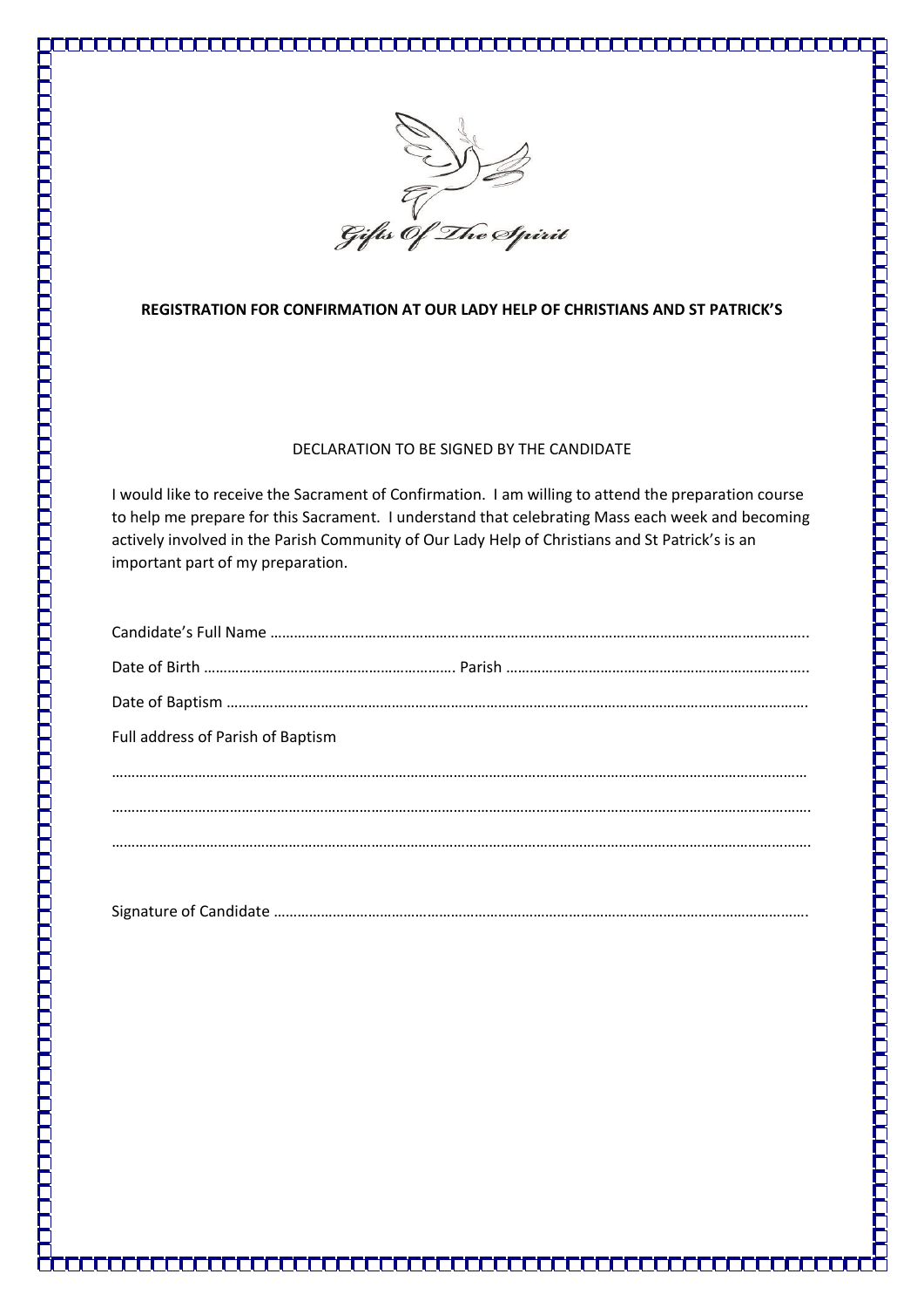Gifts Of The Spirit

**REGISTRATION FOR CONFIRMATION AT OUR LADY HELP OF CHRISTIANS AND ST PATRICK'S**

DECLARATION TO BE SIGNED BY THE CANDIDATE

I would like to receive the Sacrament of Confirmation. I am willing to attend the preparation course to help me prepare for this Sacrament. I understand that celebrating Mass each week and becoming actively involved in the Parish Community of Our Lady Help of Christians and St Patrick's is an important part of my preparation.

Candidate's Full Name ……………………………………………………………………………………………………………

Date of Birth ……………………………………………… Parish ………………………………………………………………

Date of Baptism ………………………………………………………………………………………………………………………

Full address of Parish of Baptism

……………………………………………………………………………………………………………………………………………

……………………………………………………………………………………………………………………………………………

……………………………………………………………………………………………………………………………………………

Signature of Candidate ……………………………………………………………………………………………………………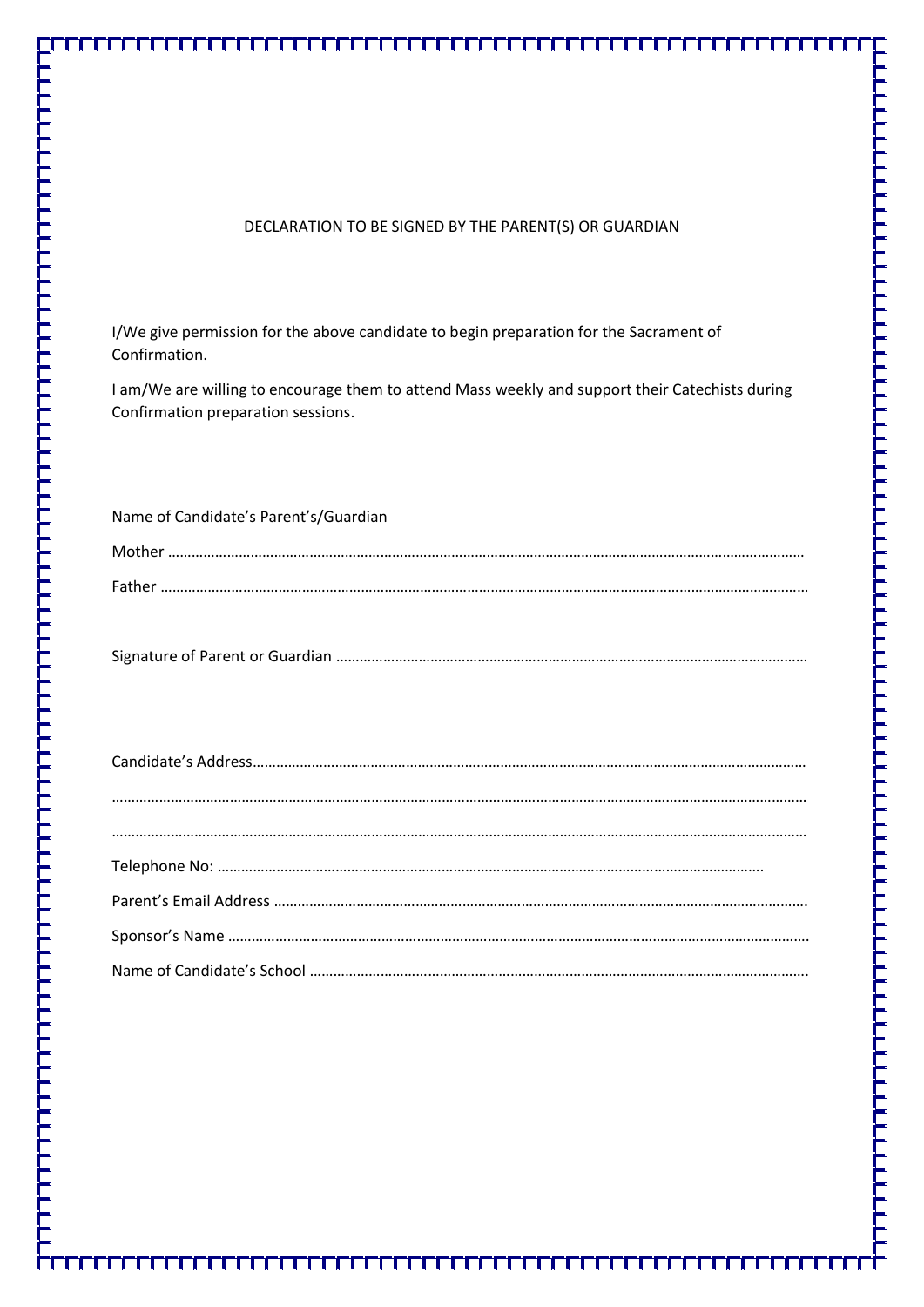## DECLARATION TO BE SIGNED BY THE PARENT(S) OR GUARDIAN

I/We give permission for the above candidate to begin preparation for the Sacrament of Confirmation.

I am/We are willing to encourage them to attend Mass weekly and support their Catechists during Confirmation preparation sessions.

Name of Candidate's Parent's/Guardian

Mother ……………………………………………………………………………………………………………………………………

Father ……………………………………………………………………………………………………………………………………

Signature of Parent or Guardian ……………………………………………………………………………………………

Candidate's Address……………………………………………………………………………………………………………

……………………………………………………………………………………………………………………………………………

……………………………………………………………………………………………………………………………………………

Telephone No: ………………………………………………………………………………………………………

Parent's Email Address ………………………………………………………………………………………………………

Sponsor's Name …………………………………………………………………………………………………………………

Name of Candidate's School …………………………………………………………………………………………………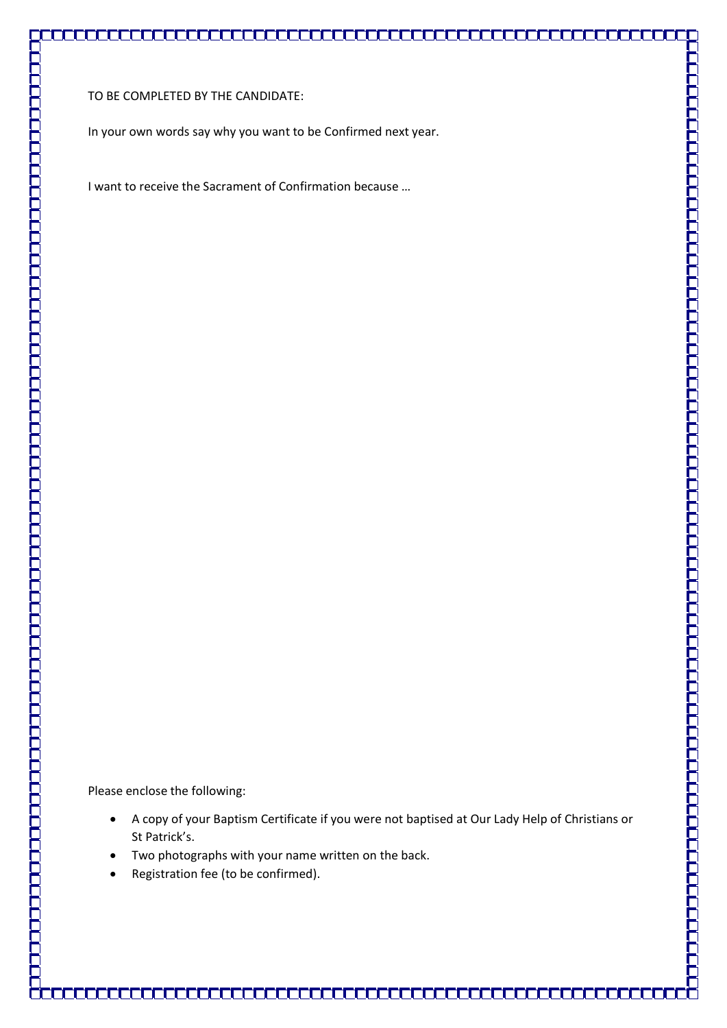TO BE COMPLETED BY THE CANDIDATE:

In your own words say why you want to be Confirmed next year.

I want to receive the Sacrament of Confirmation because …

Please enclose the following:

- A copy of your Baptism Certificate if you were not baptised at Our Lady Help of Christians or St Patrick's.
- Two photographs with your name written on the back.
- Registration fee (to be confirmed).